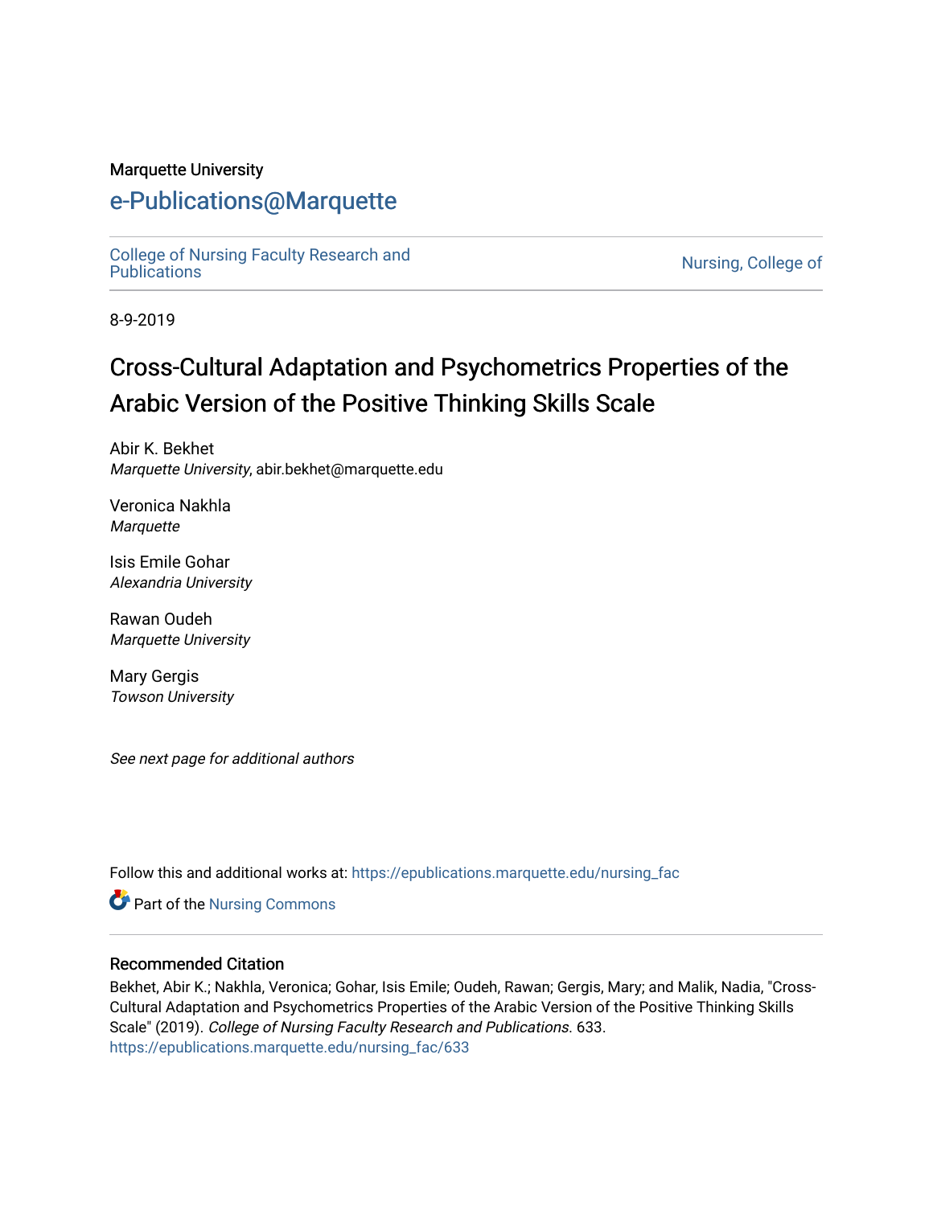Marquette University

# e-Publications@Marquette

College of Nursing Faculty Research and Publications

Nursing, College of

8-9-2019

## Cross-Cultural Adaptation and Psychometrics Properties of the Arabic Version of the Positive Thinking Skills Scale

Abir K. Bekhet
*Marquette University*, abir.bekhet@marquette.edu

Veronica Nakhla
*Marquette*

Isis Emile Gohar
*Alexandria University*

Rawan Oudeh
*Marquette University*

Mary Gergis
*Towson University*

*See next page for additional authors*

Follow this and additional works at: https://epublications.marquette.edu/nursing_fac

Part of the Nursing Commons

### Recommended Citation

Bekhet, Abir K.; Nakhla, Veronica; Gohar, Isis Emile; Oudeh, Rawan; Gergis, Mary; and Malik, Nadia, "Cross-Cultural Adaptation and Psychometrics Properties of the Arabic Version of the Positive Thinking Skills Scale" (2019). *College of Nursing Faculty Research and Publications.* 633.
https://epublications.marquette.edu/nursing_fac/633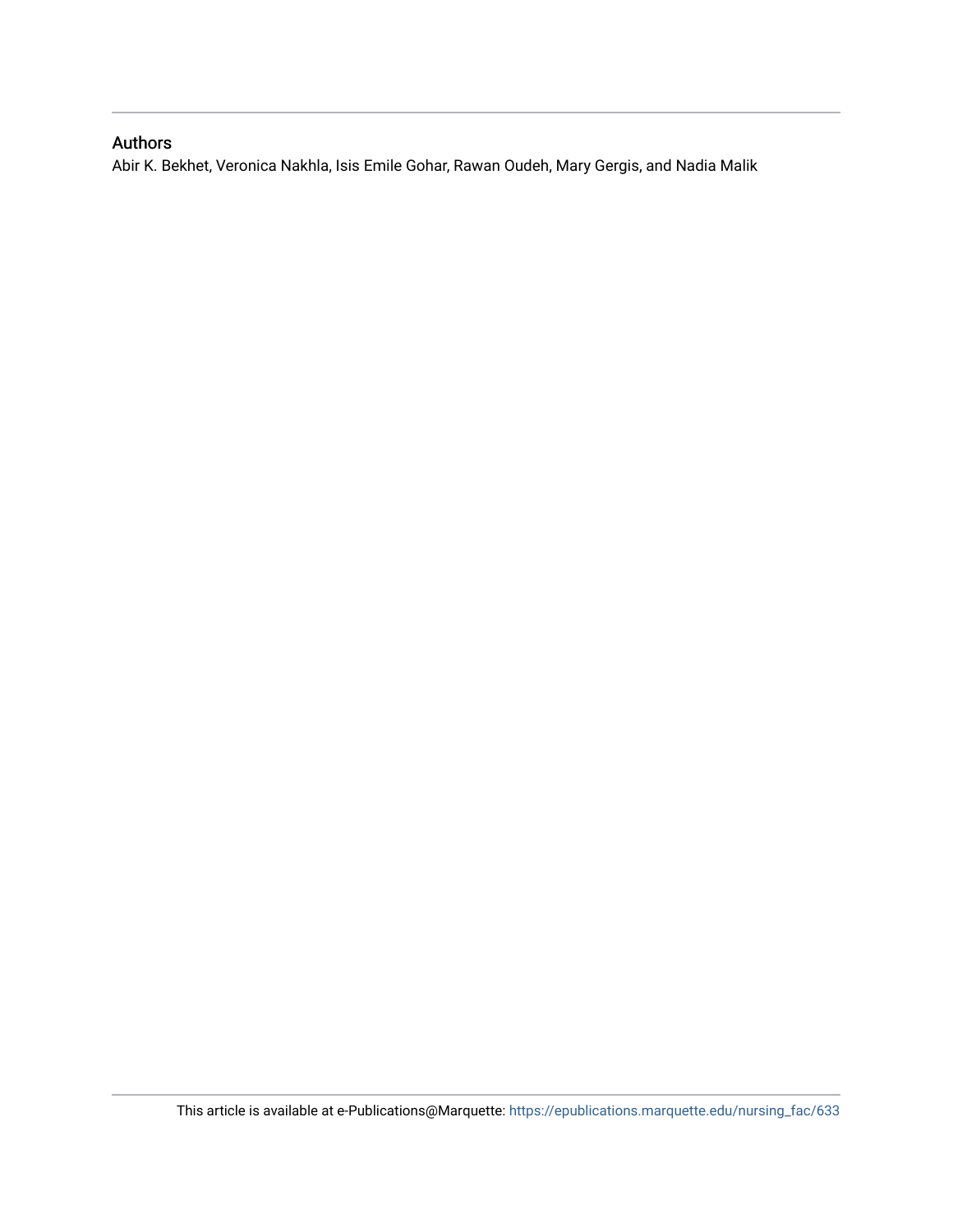### Authors

Abir K. Bekhet, Veronica Nakhla, Isis Emile Gohar, Rawan Oudeh, Mary Gergis, and Nadia Malik

This article is available at e-Publications@Marquette: https://epublications.marquette.edu/nursing_fac/633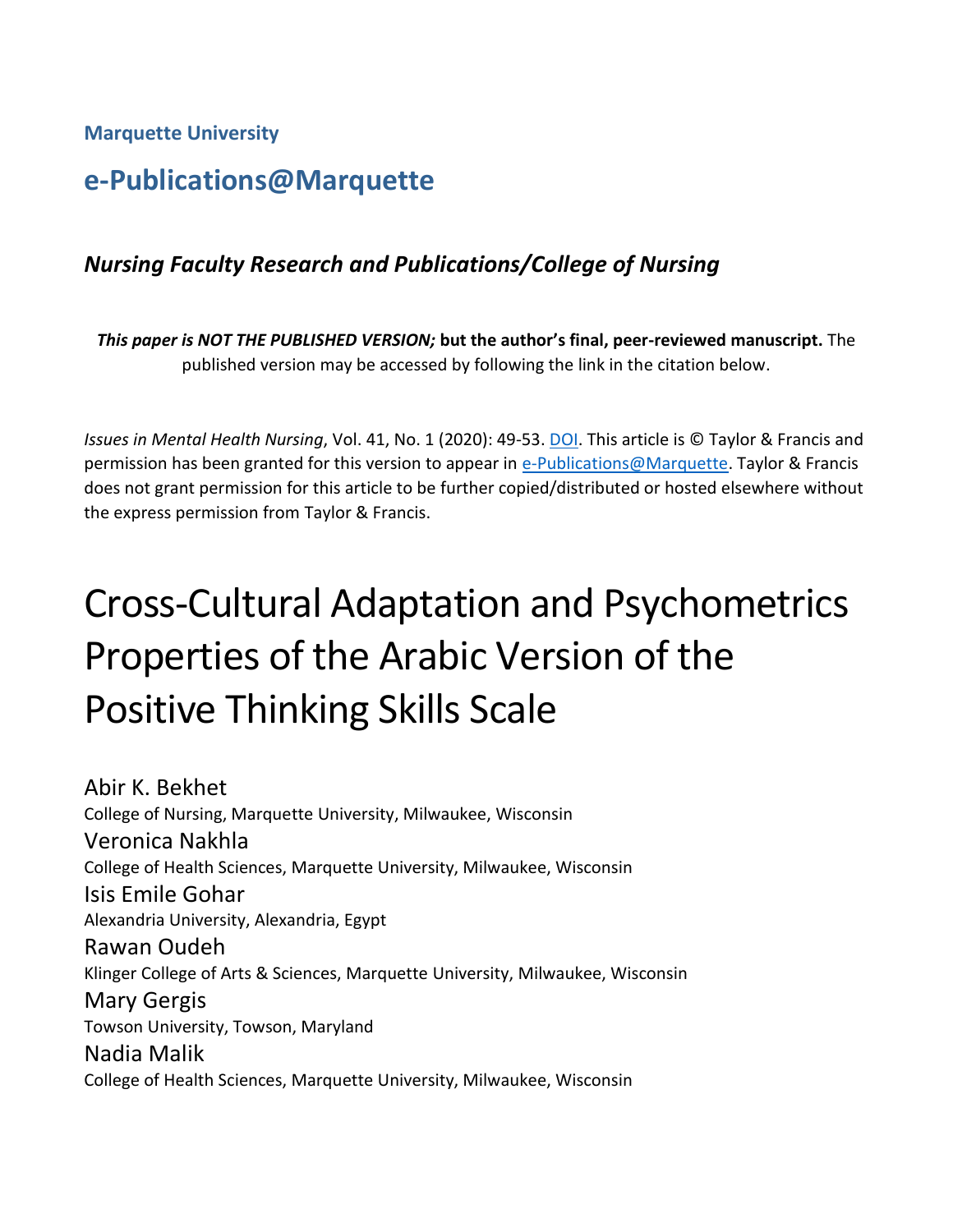**Marquette University**

## e-Publications@Marquette

### *Nursing Faculty Research and Publications/College of Nursing*

***This paper is NOT THE PUBLISHED VERSION;*** **but the author's final, peer-reviewed manuscript.** The published version may be accessed by following the link in the citation below.

*Issues in Mental Health Nursing*, Vol. 41, No. 1 (2020): 49-53. DOI. This article is © Taylor & Francis and permission has been granted for this version to appear in e-Publications@Marquette. Taylor & Francis does not grant permission for this article to be further copied/distributed or hosted elsewhere without the express permission from Taylor & Francis.

# Cross-Cultural Adaptation and Psychometrics Properties of the Arabic Version of the Positive Thinking Skills Scale

Abir K. Bekhet
College of Nursing, Marquette University, Milwaukee, Wisconsin

Veronica Nakhla
College of Health Sciences, Marquette University, Milwaukee, Wisconsin

Isis Emile Gohar
Alexandria University, Alexandria, Egypt

Rawan Oudeh
Klinger College of Arts & Sciences, Marquette University, Milwaukee, Wisconsin

Mary Gergis
Towson University, Towson, Maryland

Nadia Malik
College of Health Sciences, Marquette University, Milwaukee, Wisconsin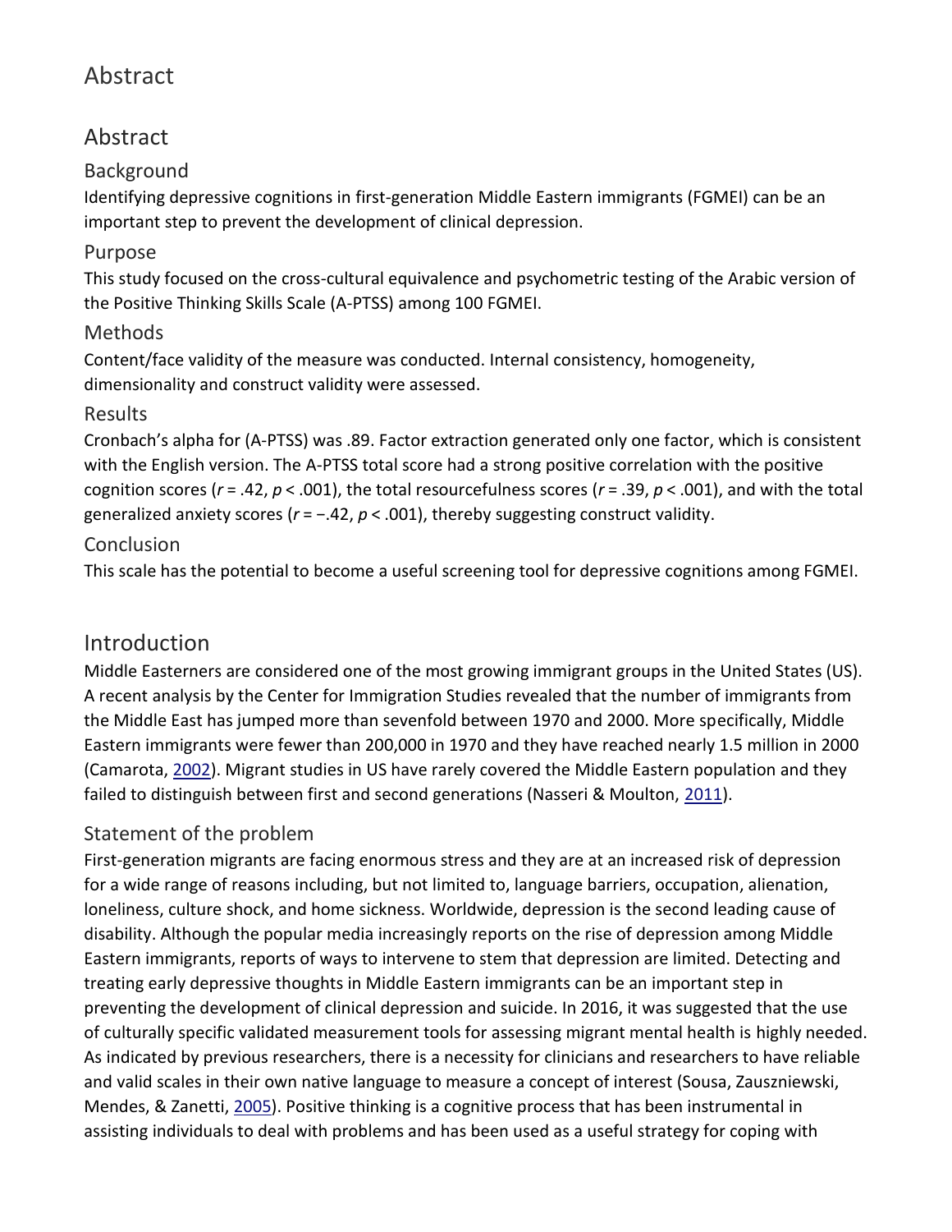# Abstract

## Abstract

### Background

Identifying depressive cognitions in first-generation Middle Eastern immigrants (FGMEI) can be an important step to prevent the development of clinical depression.

### Purpose

This study focused on the cross-cultural equivalence and psychometric testing of the Arabic version of the Positive Thinking Skills Scale (A-PTSS) among 100 FGMEI.

### Methods

Content/face validity of the measure was conducted. Internal consistency, homogeneity, dimensionality and construct validity were assessed.

### Results

Cronbach's alpha for (A-PTSS) was .89. Factor extraction generated only one factor, which is consistent with the English version. The A-PTSS total score had a strong positive correlation with the positive cognition scores ($r = .42$, $p < .001$), the total resourcefulness scores ($r = .39$, $p < .001$), and with the total generalized anxiety scores ($r = -.42$, $p < .001$), thereby suggesting construct validity.

### Conclusion

This scale has the potential to become a useful screening tool for depressive cognitions among FGMEI.

## Introduction

Middle Easterners are considered one of the most growing immigrant groups in the United States (US). A recent analysis by the Center for Immigration Studies revealed that the number of immigrants from the Middle East has jumped more than sevenfold between 1970 and 2000. More specifically, Middle Eastern immigrants were fewer than 200,000 in 1970 and they have reached nearly 1.5 million in 2000 (Camarota, 2002). Migrant studies in US have rarely covered the Middle Eastern population and they failed to distinguish between first and second generations (Nasseri & Moulton, 2011).

### Statement of the problem

First-generation migrants are facing enormous stress and they are at an increased risk of depression for a wide range of reasons including, but not limited to, language barriers, occupation, alienation, loneliness, culture shock, and home sickness. Worldwide, depression is the second leading cause of disability. Although the popular media increasingly reports on the rise of depression among Middle Eastern immigrants, reports of ways to intervene to stem that depression are limited. Detecting and treating early depressive thoughts in Middle Eastern immigrants can be an important step in preventing the development of clinical depression and suicide. In 2016, it was suggested that the use of culturally specific validated measurement tools for assessing migrant mental health is highly needed. As indicated by previous researchers, there is a necessity for clinicians and researchers to have reliable and valid scales in their own native language to measure a concept of interest (Sousa, Zauszniewski, Mendes, & Zanetti, 2005). Positive thinking is a cognitive process that has been instrumental in assisting individuals to deal with problems and has been used as a useful strategy for coping with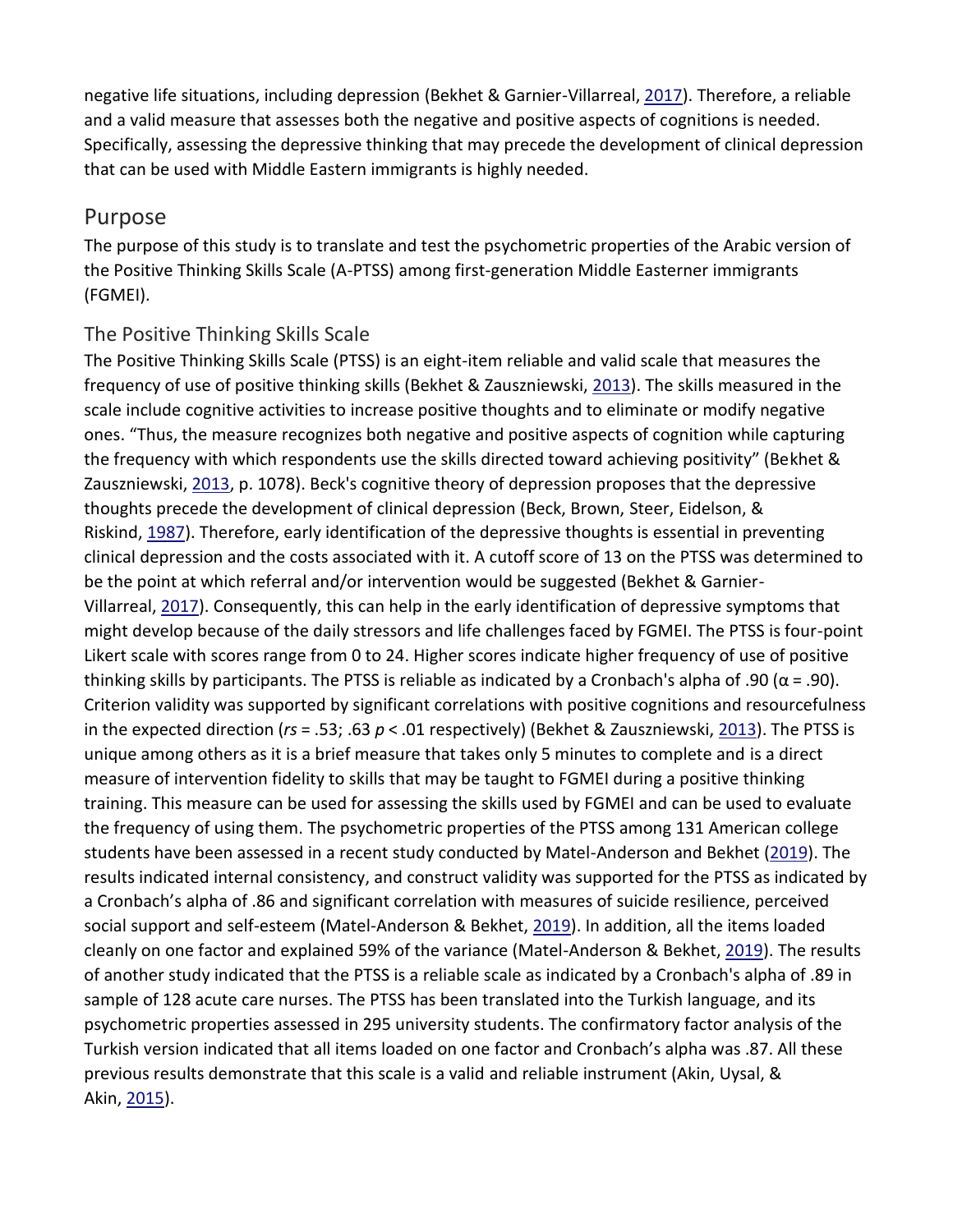negative life situations, including depression (Bekhet & Garnier-Villarreal, 2017). Therefore, a reliable and a valid measure that assesses both the negative and positive aspects of cognitions is needed. Specifically, assessing the depressive thinking that may precede the development of clinical depression that can be used with Middle Eastern immigrants is highly needed.

## Purpose

The purpose of this study is to translate and test the psychometric properties of the Arabic version of the Positive Thinking Skills Scale (A-PTSS) among first-generation Middle Easterner immigrants (FGMEI).

### The Positive Thinking Skills Scale

The Positive Thinking Skills Scale (PTSS) is an eight-item reliable and valid scale that measures the frequency of use of positive thinking skills (Bekhet & Zauszniewski, 2013). The skills measured in the scale include cognitive activities to increase positive thoughts and to eliminate or modify negative ones. "Thus, the measure recognizes both negative and positive aspects of cognition while capturing the frequency with which respondents use the skills directed toward achieving positivity" (Bekhet & Zauszniewski, 2013, p. 1078). Beck's cognitive theory of depression proposes that the depressive thoughts precede the development of clinical depression (Beck, Brown, Steer, Eidelson, & Riskind, 1987). Therefore, early identification of the depressive thoughts is essential in preventing clinical depression and the costs associated with it. A cutoff score of 13 on the PTSS was determined to be the point at which referral and/or intervention would be suggested (Bekhet & Garnier-Villarreal, 2017). Consequently, this can help in the early identification of depressive symptoms that might develop because of the daily stressors and life challenges faced by FGMEI. The PTSS is four-point Likert scale with scores range from 0 to 24. Higher scores indicate higher frequency of use of positive thinking skills by participants. The PTSS is reliable as indicated by a Cronbach's alpha of .90 ($\alpha = .90$). Criterion validity was supported by significant correlations with positive cognitions and resourcefulness in the expected direction (*rs* = .53; .63 $p < .01$ respectively) (Bekhet & Zauszniewski, 2013). The PTSS is unique among others as it is a brief measure that takes only 5 minutes to complete and is a direct measure of intervention fidelity to skills that may be taught to FGMEI during a positive thinking training. This measure can be used for assessing the skills used by FGMEI and can be used to evaluate the frequency of using them. The psychometric properties of the PTSS among 131 American college students have been assessed in a recent study conducted by Matel-Anderson and Bekhet (2019). The results indicated internal consistency, and construct validity was supported for the PTSS as indicated by a Cronbach's alpha of .86 and significant correlation with measures of suicide resilience, perceived social support and self-esteem (Matel-Anderson & Bekhet, 2019). In addition, all the items loaded cleanly on one factor and explained 59% of the variance (Matel-Anderson & Bekhet, 2019). The results of another study indicated that the PTSS is a reliable scale as indicated by a Cronbach's alpha of .89 in sample of 128 acute care nurses. The PTSS has been translated into the Turkish language, and its psychometric properties assessed in 295 university students. The confirmatory factor analysis of the Turkish version indicated that all items loaded on one factor and Cronbach's alpha was .87. All these previous results demonstrate that this scale is a valid and reliable instrument (Akin, Uysal, & Akin, 2015).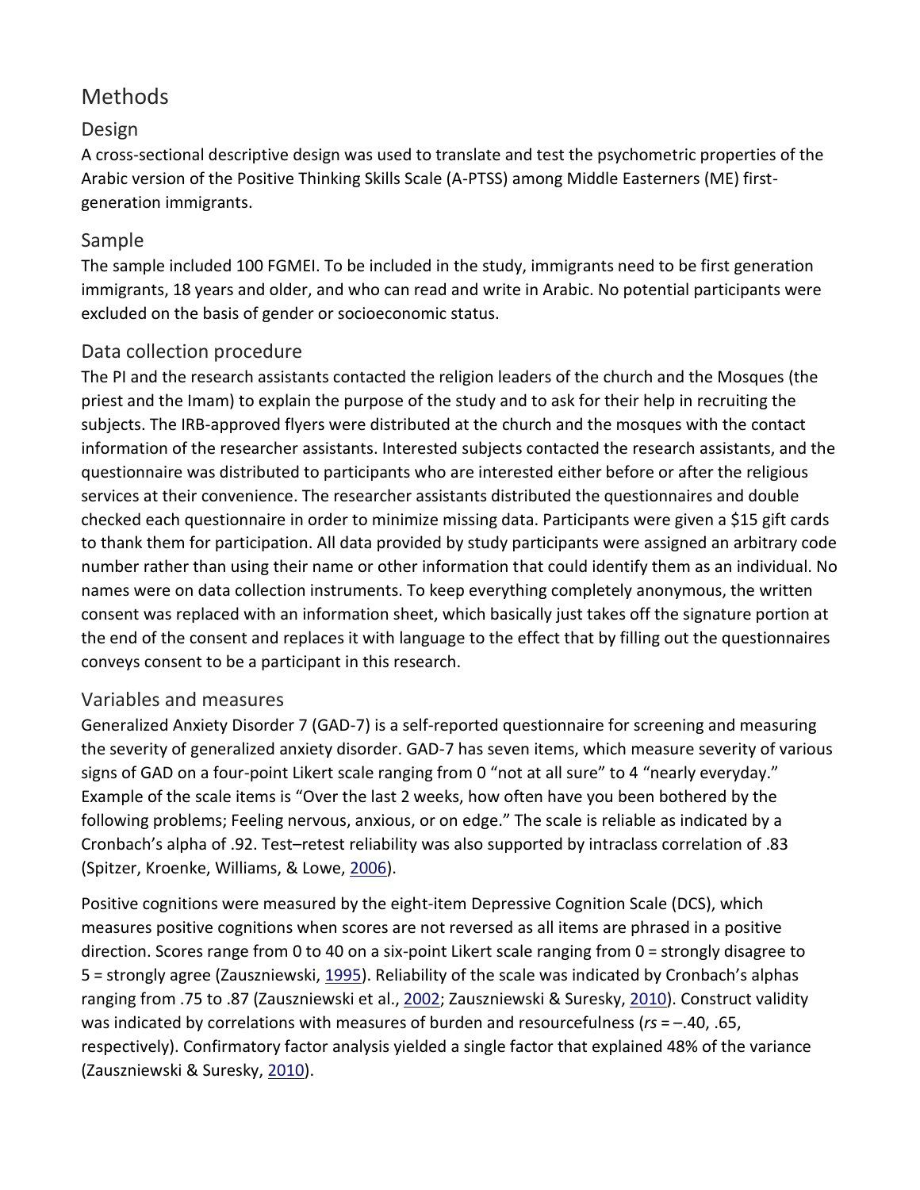# Methods

## Design

A cross-sectional descriptive design was used to translate and test the psychometric properties of the Arabic version of the Positive Thinking Skills Scale (A-PTSS) among Middle Easterners (ME) first-generation immigrants.

## Sample

The sample included 100 FGMEI. To be included in the study, immigrants need to be first generation immigrants, 18 years and older, and who can read and write in Arabic. No potential participants were excluded on the basis of gender or socioeconomic status.

## Data collection procedure

The PI and the research assistants contacted the religion leaders of the church and the Mosques (the priest and the Imam) to explain the purpose of the study and to ask for their help in recruiting the subjects. The IRB-approved flyers were distributed at the church and the mosques with the contact information of the researcher assistants. Interested subjects contacted the research assistants, and the questionnaire was distributed to participants who are interested either before or after the religious services at their convenience. The researcher assistants distributed the questionnaires and double checked each questionnaire in order to minimize missing data. Participants were given a $15 gift cards to thank them for participation. All data provided by study participants were assigned an arbitrary code number rather than using their name or other information that could identify them as an individual. No names were on data collection instruments. To keep everything completely anonymous, the written consent was replaced with an information sheet, which basically just takes off the signature portion at the end of the consent and replaces it with language to the effect that by filling out the questionnaires conveys consent to be a participant in this research.

## Variables and measures

Generalized Anxiety Disorder 7 (GAD-7) is a self-reported questionnaire for screening and measuring the severity of generalized anxiety disorder. GAD-7 has seven items, which measure severity of various signs of GAD on a four-point Likert scale ranging from 0 "not at all sure" to 4 "nearly everyday." Example of the scale items is "Over the last 2 weeks, how often have you been bothered by the following problems; Feeling nervous, anxious, or on edge." The scale is reliable as indicated by a Cronbach's alpha of .92. Test–retest reliability was also supported by intraclass correlation of .83 (Spitzer, Kroenke, Williams, & Lowe, 2006).

Positive cognitions were measured by the eight-item Depressive Cognition Scale (DCS), which measures positive cognitions when scores are not reversed as all items are phrased in a positive direction. Scores range from 0 to 40 on a six-point Likert scale ranging from 0 = strongly disagree to 5 = strongly agree (Zauszniewski, 1995). Reliability of the scale was indicated by Cronbach's alphas ranging from .75 to .87 (Zauszniewski et al., 2002; Zauszniewski & Suresky, 2010). Construct validity was indicated by correlations with measures of burden and resourcefulness (*rs* = –.40, .65, respectively). Confirmatory factor analysis yielded a single factor that explained 48% of the variance (Zauszniewski & Suresky, 2010).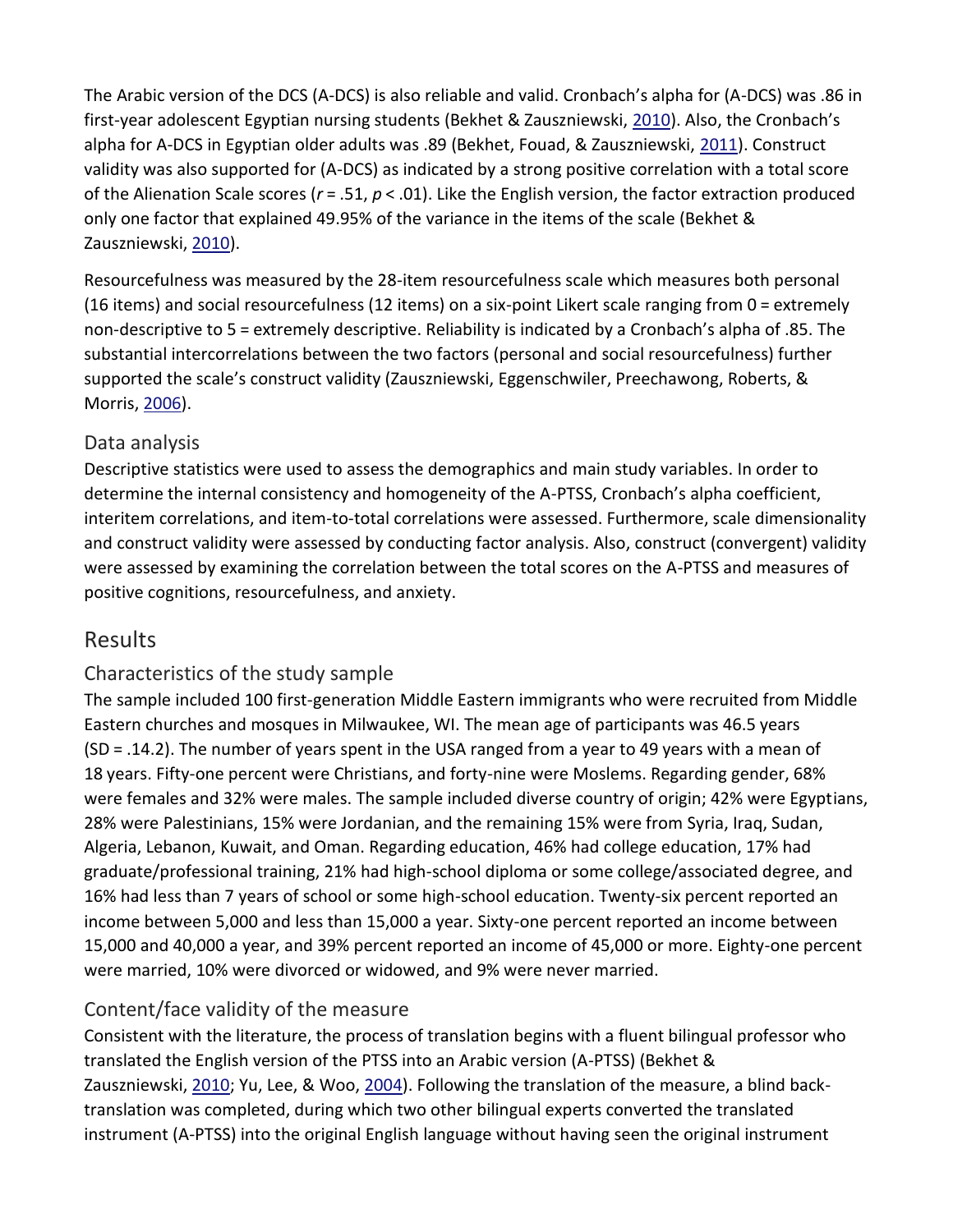The Arabic version of the DCS (A-DCS) is also reliable and valid. Cronbach's alpha for (A-DCS) was .86 in first-year adolescent Egyptian nursing students (Bekhet & Zauszniewski, 2010). Also, the Cronbach's alpha for A-DCS in Egyptian older adults was .89 (Bekhet, Fouad, & Zauszniewski, 2011). Construct validity was also supported for (A-DCS) as indicated by a strong positive correlation with a total score of the Alienation Scale scores ($r = .51$, $p < .01$). Like the English version, the factor extraction produced only one factor that explained 49.95% of the variance in the items of the scale (Bekhet & Zauszniewski, 2010).

Resourcefulness was measured by the 28-item resourcefulness scale which measures both personal (16 items) and social resourcefulness (12 items) on a six-point Likert scale ranging from 0 = extremely non-descriptive to 5 = extremely descriptive. Reliability is indicated by a Cronbach's alpha of .85. The substantial intercorrelations between the two factors (personal and social resourcefulness) further supported the scale's construct validity (Zauszniewski, Eggenschwiler, Preechawong, Roberts, & Morris, 2006).

### Data analysis

Descriptive statistics were used to assess the demographics and main study variables. In order to determine the internal consistency and homogeneity of the A-PTSS, Cronbach's alpha coefficient, interitem correlations, and item-to-total correlations were assessed. Furthermore, scale dimensionality and construct validity were assessed by conducting factor analysis. Also, construct (convergent) validity were assessed by examining the correlation between the total scores on the A-PTSS and measures of positive cognitions, resourcefulness, and anxiety.

## Results

### Characteristics of the study sample

The sample included 100 first-generation Middle Eastern immigrants who were recruited from Middle Eastern churches and mosques in Milwaukee, WI. The mean age of participants was 46.5 years (SD = .14.2). The number of years spent in the USA ranged from a year to 49 years with a mean of 18 years. Fifty-one percent were Christians, and forty-nine were Moslems. Regarding gender, 68% were females and 32% were males. The sample included diverse country of origin; 42% were Egyptians, 28% were Palestinians, 15% were Jordanian, and the remaining 15% were from Syria, Iraq, Sudan, Algeria, Lebanon, Kuwait, and Oman. Regarding education, 46% had college education, 17% had graduate/professional training, 21% had high-school diploma or some college/associated degree, and 16% had less than 7 years of school or some high-school education. Twenty-six percent reported an income between 5,000 and less than 15,000 a year. Sixty-one percent reported an income between 15,000 and 40,000 a year, and 39% percent reported an income of 45,000 or more. Eighty-one percent were married, 10% were divorced or widowed, and 9% were never married.

### Content/face validity of the measure

Consistent with the literature, the process of translation begins with a fluent bilingual professor who translated the English version of the PTSS into an Arabic version (A-PTSS) (Bekhet & Zauszniewski, 2010; Yu, Lee, & Woo, 2004). Following the translation of the measure, a blind back-translation was completed, during which two other bilingual experts converted the translated instrument (A-PTSS) into the original English language without having seen the original instrument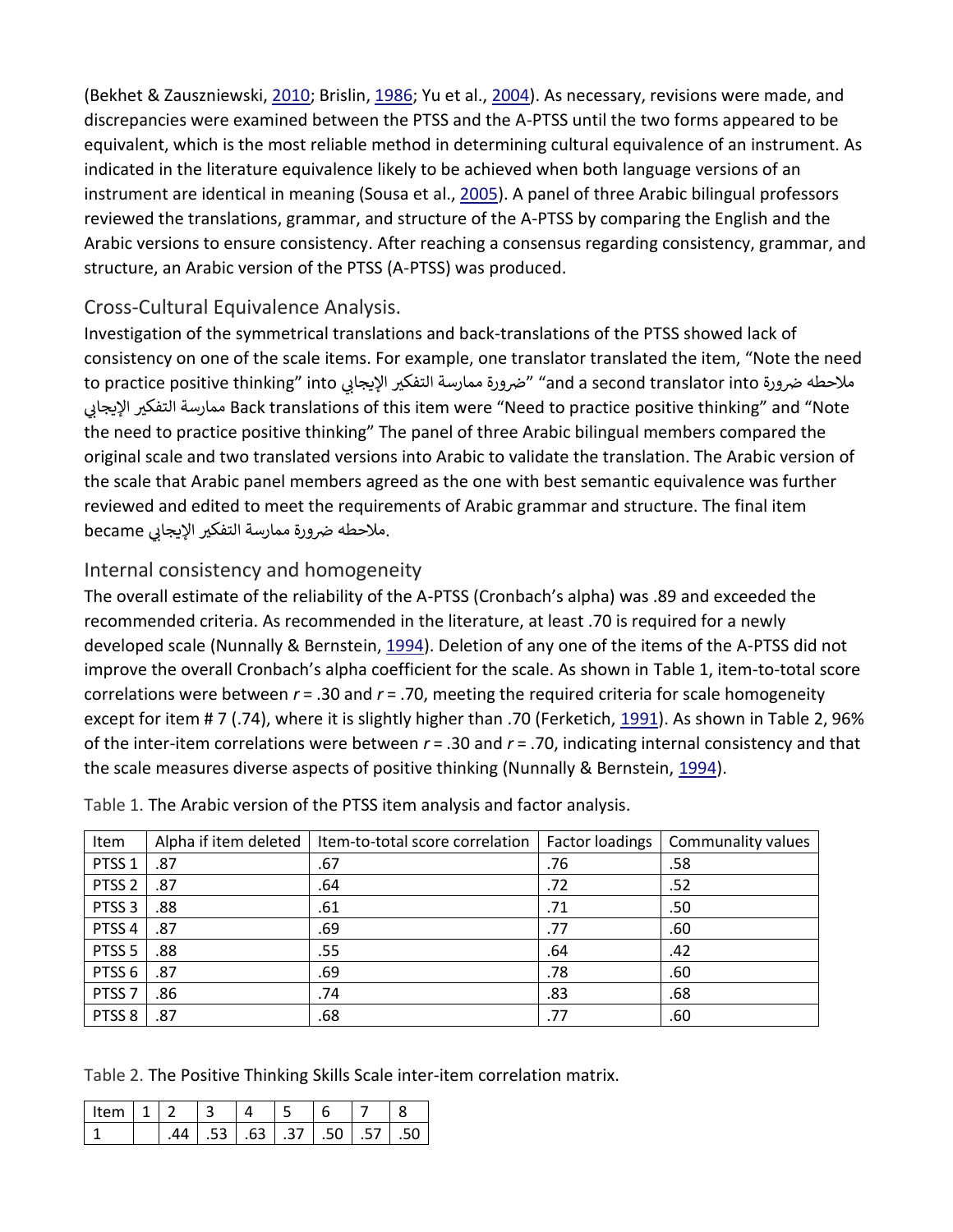(Bekhet & Zauszniewski, 2010; Brislin, 1986; Yu et al., 2004). As necessary, revisions were made, and discrepancies were examined between the PTSS and the A-PTSS until the two forms appeared to be equivalent, which is the most reliable method in determining cultural equivalence of an instrument. As indicated in the literature equivalence likely to be achieved when both language versions of an instrument are identical in meaning (Sousa et al., 2005). A panel of three Arabic bilingual professors reviewed the translations, grammar, and structure of the A-PTSS by comparing the English and the Arabic versions to ensure consistency. After reaching a consensus regarding consistency, grammar, and structure, an Arabic version of the PTSS (A-PTSS) was produced.

## Cross-Cultural Equivalence Analysis.

Investigation of the symmetrical translations and back-translations of the PTSS showed lack of consistency on one of the scale items. For example, one translator translated the item, "Note the need to practice positive thinking" into "ضرورة ممارسة التفكير الإيجابي" and a second translator into ملاحظه ضرورة ممارسة التفكير الإيجابي Back translations of this item were "Need to practice positive thinking" and "Note the need to practice positive thinking" The panel of three Arabic bilingual members compared the original scale and two translated versions into Arabic to validate the translation. The Arabic version of the scale that Arabic panel members agreed as the one with best semantic equivalence was further reviewed and edited to meet the requirements of Arabic grammar and structure. The final item became ملاحظه ضرورة ممارسة التفكير الإيجابي.

## Internal consistency and homogeneity

The overall estimate of the reliability of the A-PTSS (Cronbach's alpha) was .89 and exceeded the recommended criteria. As recommended in the literature, at least .70 is required for a newly developed scale (Nunnally & Bernstein, 1994). Deletion of any one of the items of the A-PTSS did not improve the overall Cronbach's alpha coefficient for the scale. As shown in Table 1, item-to-total score correlations were between $r = .30$ and $r = .70$, meeting the required criteria for scale homogeneity except for item # 7 (.74), where it is slightly higher than .70 (Ferketich, 1991). As shown in Table 2, 96% of the inter-item correlations were between $r = .30$ and $r = .70$, indicating internal consistency and that the scale measures diverse aspects of positive thinking (Nunnally & Bernstein, 1994).

Table 1. The Arabic version of the PTSS item analysis and factor analysis.

| Item | Alpha if item deleted | Item-to-total score correlation | Factor loadings | Communality values |
|---|---|---|---|---|
| PTSS 1 | .87 | .67 | .76 | .58 |
| PTSS 2 | .87 | .64 | .72 | .52 |
| PTSS 3 | .88 | .61 | .71 | .50 |
| PTSS 4 | .87 | .69 | .77 | .60 |
| PTSS 5 | .88 | .55 | .64 | .42 |
| PTSS 6 | .87 | .69 | .78 | .60 |
| PTSS 7 | .86 | .74 | .83 | .68 |
| PTSS 8 | .87 | .68 | .77 | .60 |

Table 2. The Positive Thinking Skills Scale inter-item correlation matrix.

| Item | 1 | 2 | 3 | 4 | 5 | 6 | 7 | 8 |
|---|---|---|---|---|---|---|---|---|
| 1 | | .44 | .53 | .63 | .37 | .50 | .57 | .50 |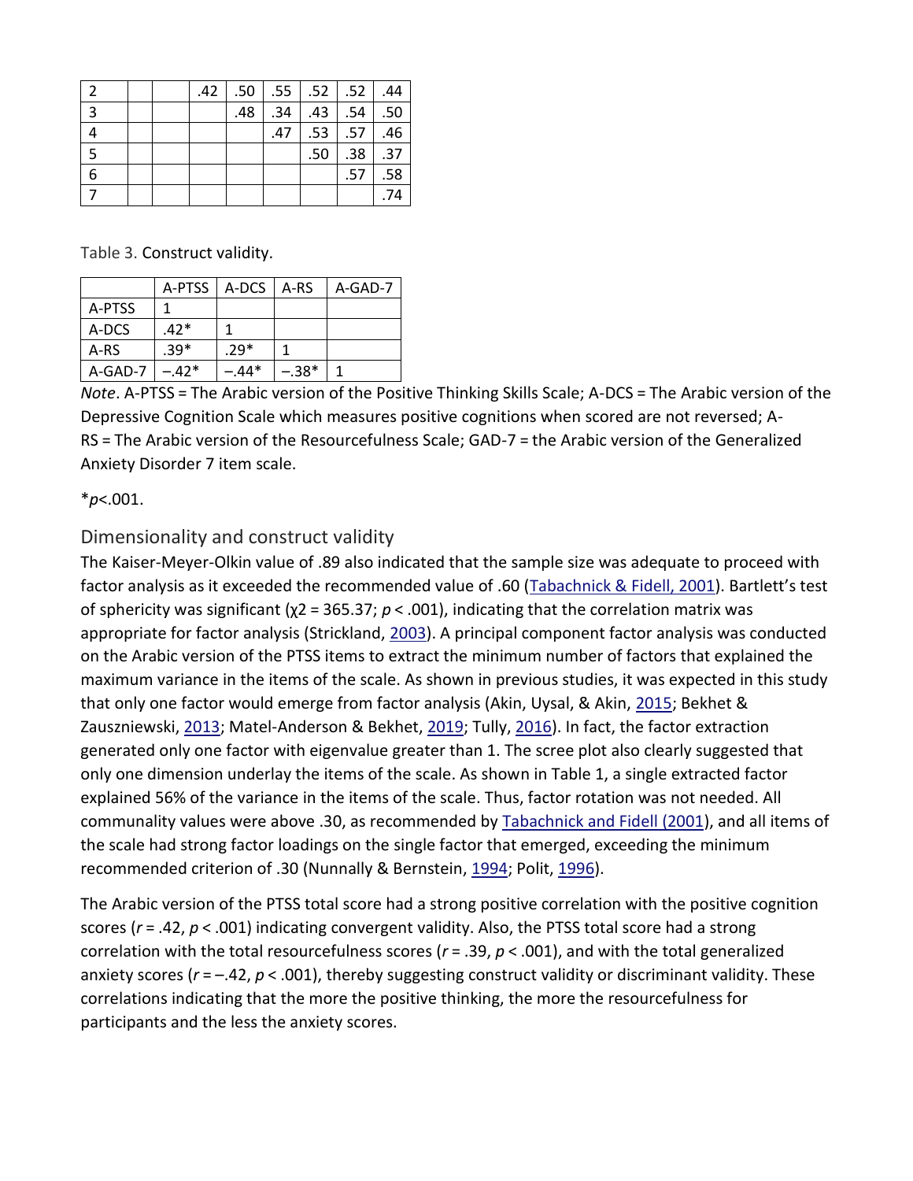| | | | | | | | | |
|---|---|---|---|---|---|---|---|---|
| 2 | | | .42 | .50 | .55 | .52 | .52 | .44 |
| 3 | | | | .48 | .34 | .43 | .54 | .50 |
| 4 | | | | | .47 | .53 | .57 | .46 |
| 5 | | | | | | .50 | .38 | .37 |
| 6 | | | | | | | .57 | .58 |
| 7 | | | | | | | | .74 |

Table 3. Construct validity.

| | A-PTSS | A-DCS | A-RS | A-GAD-7 |
|---|---|---|---|---|
| A-PTSS | 1 | | | |
| A-DCS | .42* | 1 | | |
| A-RS | .39* | .29* | 1 | |
| A-GAD-7 | −.42* | −.44* | −.38* | 1 |

*Note*. A-PTSS = The Arabic version of the Positive Thinking Skills Scale; A-DCS = The Arabic version of the Depressive Cognition Scale which measures positive cognitions when scored are not reversed; A-RS = The Arabic version of the Resourcefulness Scale; GAD-7 = the Arabic version of the Generalized Anxiety Disorder 7 item scale.

*$p$<.001.

## Dimensionality and construct validity

The Kaiser-Meyer-Olkin value of .89 also indicated that the sample size was adequate to proceed with factor analysis as it exceeded the recommended value of .60 (Tabachnick & Fidell, 2001). Bartlett's test of sphericity was significant ($\chi^2$ = 365.37; $p < .001$), indicating that the correlation matrix was appropriate for factor analysis (Strickland, 2003). A principal component factor analysis was conducted on the Arabic version of the PTSS items to extract the minimum number of factors that explained the maximum variance in the items of the scale. As shown in previous studies, it was expected in this study that only one factor would emerge from factor analysis (Akin, Uysal, & Akin, 2015; Bekhet & Zauszniewski, 2013; Matel-Anderson & Bekhet, 2019; Tully, 2016). In fact, the factor extraction generated only one factor with eigenvalue greater than 1. The scree plot also clearly suggested that only one dimension underlay the items of the scale. As shown in Table 1, a single extracted factor explained 56% of the variance in the items of the scale. Thus, factor rotation was not needed. All communality values were above .30, as recommended by Tabachnick and Fidell (2001), and all items of the scale had strong factor loadings on the single factor that emerged, exceeding the minimum recommended criterion of .30 (Nunnally & Bernstein, 1994; Polit, 1996).

The Arabic version of the PTSS total score had a strong positive correlation with the positive cognition scores ($r = .42$, $p < .001$) indicating convergent validity. Also, the PTSS total score had a strong correlation with the total resourcefulness scores ($r = .39$, $p < .001$), and with the total generalized anxiety scores ($r = -.42$, $p < .001$), thereby suggesting construct validity or discriminant validity. These correlations indicating that the more the positive thinking, the more the resourcefulness for participants and the less the anxiety scores.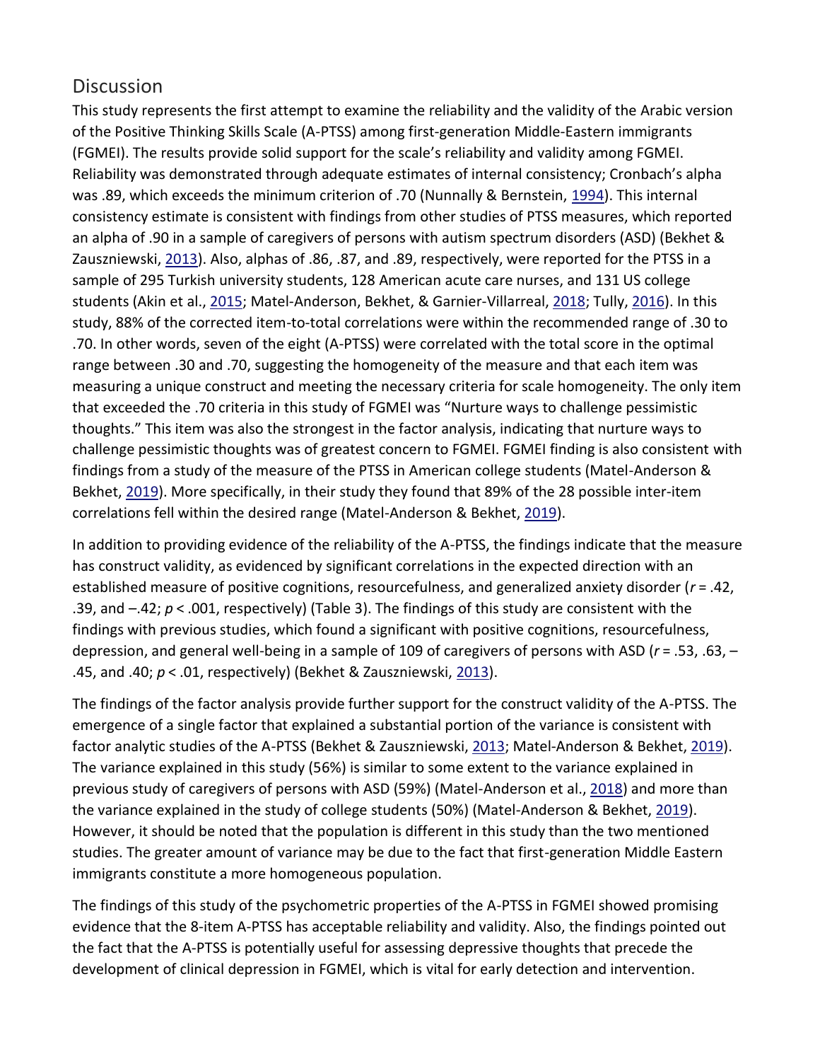## Discussion

This study represents the first attempt to examine the reliability and the validity of the Arabic version of the Positive Thinking Skills Scale (A-PTSS) among first-generation Middle-Eastern immigrants (FGMEI). The results provide solid support for the scale's reliability and validity among FGMEI. Reliability was demonstrated through adequate estimates of internal consistency; Cronbach's alpha was .89, which exceeds the minimum criterion of .70 (Nunnally & Bernstein, 1994). This internal consistency estimate is consistent with findings from other studies of PTSS measures, which reported an alpha of .90 in a sample of caregivers of persons with autism spectrum disorders (ASD) (Bekhet & Zauszniewski, 2013). Also, alphas of .86, .87, and .89, respectively, were reported for the PTSS in a sample of 295 Turkish university students, 128 American acute care nurses, and 131 US college students (Akin et al., 2015; Matel-Anderson, Bekhet, & Garnier-Villarreal, 2018; Tully, 2016). In this study, 88% of the corrected item-to-total correlations were within the recommended range of .30 to .70. In other words, seven of the eight (A-PTSS) were correlated with the total score in the optimal range between .30 and .70, suggesting the homogeneity of the measure and that each item was measuring a unique construct and meeting the necessary criteria for scale homogeneity. The only item that exceeded the .70 criteria in this study of FGMEI was "Nurture ways to challenge pessimistic thoughts." This item was also the strongest in the factor analysis, indicating that nurture ways to challenge pessimistic thoughts was of greatest concern to FGMEI. FGMEI finding is also consistent with findings from a study of the measure of the PTSS in American college students (Matel-Anderson & Bekhet, 2019). More specifically, in their study they found that 89% of the 28 possible inter-item correlations fell within the desired range (Matel-Anderson & Bekhet, 2019).

In addition to providing evidence of the reliability of the A-PTSS, the findings indicate that the measure has construct validity, as evidenced by significant correlations in the expected direction with an established measure of positive cognitions, resourcefulness, and generalized anxiety disorder ($r$ = .42, .39, and –.42; $p$ < .001, respectively) (Table 3). The findings of this study are consistent with the findings with previous studies, which found a significant with positive cognitions, resourcefulness, depression, and general well-being in a sample of 109 of caregivers of persons with ASD ($r$ = .53, .63, –.45, and .40; $p$ < .01, respectively) (Bekhet & Zauszniewski, 2013).

The findings of the factor analysis provide further support for the construct validity of the A-PTSS. The emergence of a single factor that explained a substantial portion of the variance is consistent with factor analytic studies of the A-PTSS (Bekhet & Zauszniewski, 2013; Matel-Anderson & Bekhet, 2019). The variance explained in this study (56%) is similar to some extent to the variance explained in previous study of caregivers of persons with ASD (59%) (Matel-Anderson et al., 2018) and more than the variance explained in the study of college students (50%) (Matel-Anderson & Bekhet, 2019). However, it should be noted that the population is different in this study than the two mentioned studies. The greater amount of variance may be due to the fact that first-generation Middle Eastern immigrants constitute a more homogeneous population.

The findings of this study of the psychometric properties of the A-PTSS in FGMEI showed promising evidence that the 8-item A-PTSS has acceptable reliability and validity. Also, the findings pointed out the fact that the A-PTSS is potentially useful for assessing depressive thoughts that precede the development of clinical depression in FGMEI, which is vital for early detection and intervention.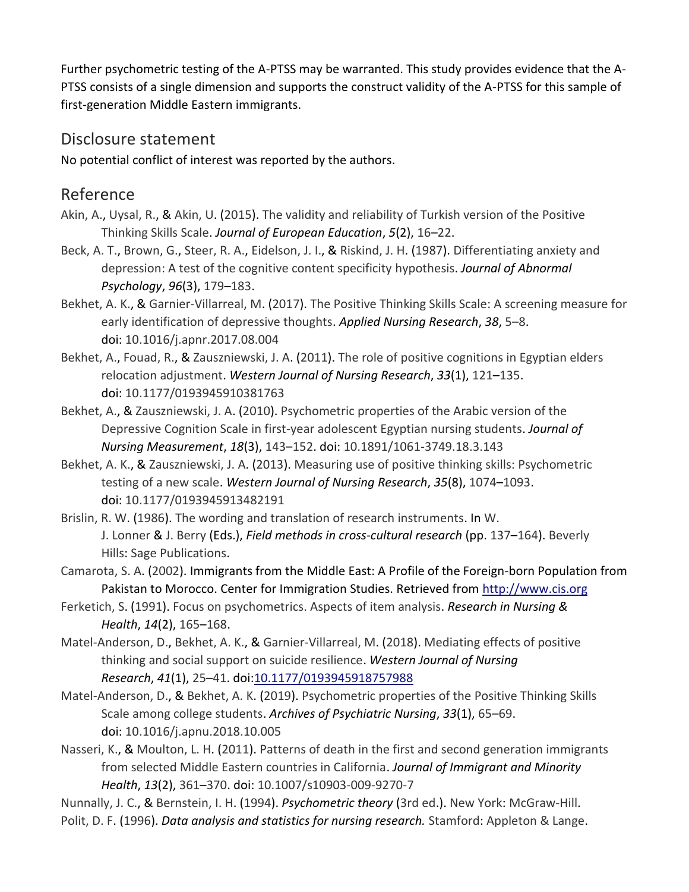Further psychometric testing of the A-PTSS may be warranted. This study provides evidence that the A-PTSS consists of a single dimension and supports the construct validity of the A-PTSS for this sample of first-generation Middle Eastern immigrants.

## Disclosure statement

No potential conflict of interest was reported by the authors.

## Reference

Akin, A., Uysal, R., & Akin, U. (2015). The validity and reliability of Turkish version of the Positive Thinking Skills Scale. *Journal of European Education*, *5*(2), 16–22.

Beck, A. T., Brown, G., Steer, R. A., Eidelson, J. I., & Riskind, J. H. (1987). Differentiating anxiety and depression: A test of the cognitive content specificity hypothesis. *Journal of Abnormal Psychology*, *96*(3), 179–183.

Bekhet, A. K., & Garnier-Villarreal, M. (2017). The Positive Thinking Skills Scale: A screening measure for early identification of depressive thoughts. *Applied Nursing Research*, *38*, 5–8. doi: 10.1016/j.apnr.2017.08.004

Bekhet, A., Fouad, R., & Zauszniewski, J. A. (2011). The role of positive cognitions in Egyptian elders relocation adjustment. *Western Journal of Nursing Research*, *33*(1), 121–135. doi: 10.1177/0193945910381763

Bekhet, A., & Zauszniewski, J. A. (2010). Psychometric properties of the Arabic version of the Depressive Cognition Scale in first-year adolescent Egyptian nursing students. *Journal of Nursing Measurement*, *18*(3), 143–152. doi: 10.1891/1061-3749.18.3.143

Bekhet, A. K., & Zauszniewski, J. A. (2013). Measuring use of positive thinking skills: Psychometric testing of a new scale. *Western Journal of Nursing Research*, *35*(8), 1074–1093. doi: 10.1177/0193945913482191

Brislin, R. W. (1986). The wording and translation of research instruments. In W. J. Lonner & J. Berry (Eds.), *Field methods in cross-cultural research* (pp. 137–164). Beverly Hills: Sage Publications.

Camarota, S. A. (2002). Immigrants from the Middle East: A Profile of the Foreign-born Population from Pakistan to Morocco. Center for Immigration Studies. Retrieved from http://www.cis.org

Ferketich, S. (1991). Focus on psychometrics. Aspects of item analysis. *Research in Nursing & Health*, *14*(2), 165–168.

Matel-Anderson, D., Bekhet, A. K., & Garnier-Villarreal, M. (2018). Mediating effects of positive thinking and social support on suicide resilience. *Western Journal of Nursing Research*, *41*(1), 25–41. doi:10.1177/0193945918757988

Matel-Anderson, D., & Bekhet, A. K. (2019). Psychometric properties of the Positive Thinking Skills Scale among college students. *Archives of Psychiatric Nursing*, *33*(1), 65–69. doi: 10.1016/j.apnu.2018.10.005

Nasseri, K., & Moulton, L. H. (2011). Patterns of death in the first and second generation immigrants from selected Middle Eastern countries in California. *Journal of Immigrant and Minority Health*, *13*(2), 361–370. doi: 10.1007/s10903-009-9270-7

Nunnally, J. C., & Bernstein, I. H. (1994). *Psychometric theory* (3rd ed.). New York: McGraw-Hill.

Polit, D. F. (1996). *Data analysis and statistics for nursing research.* Stamford: Appleton & Lange.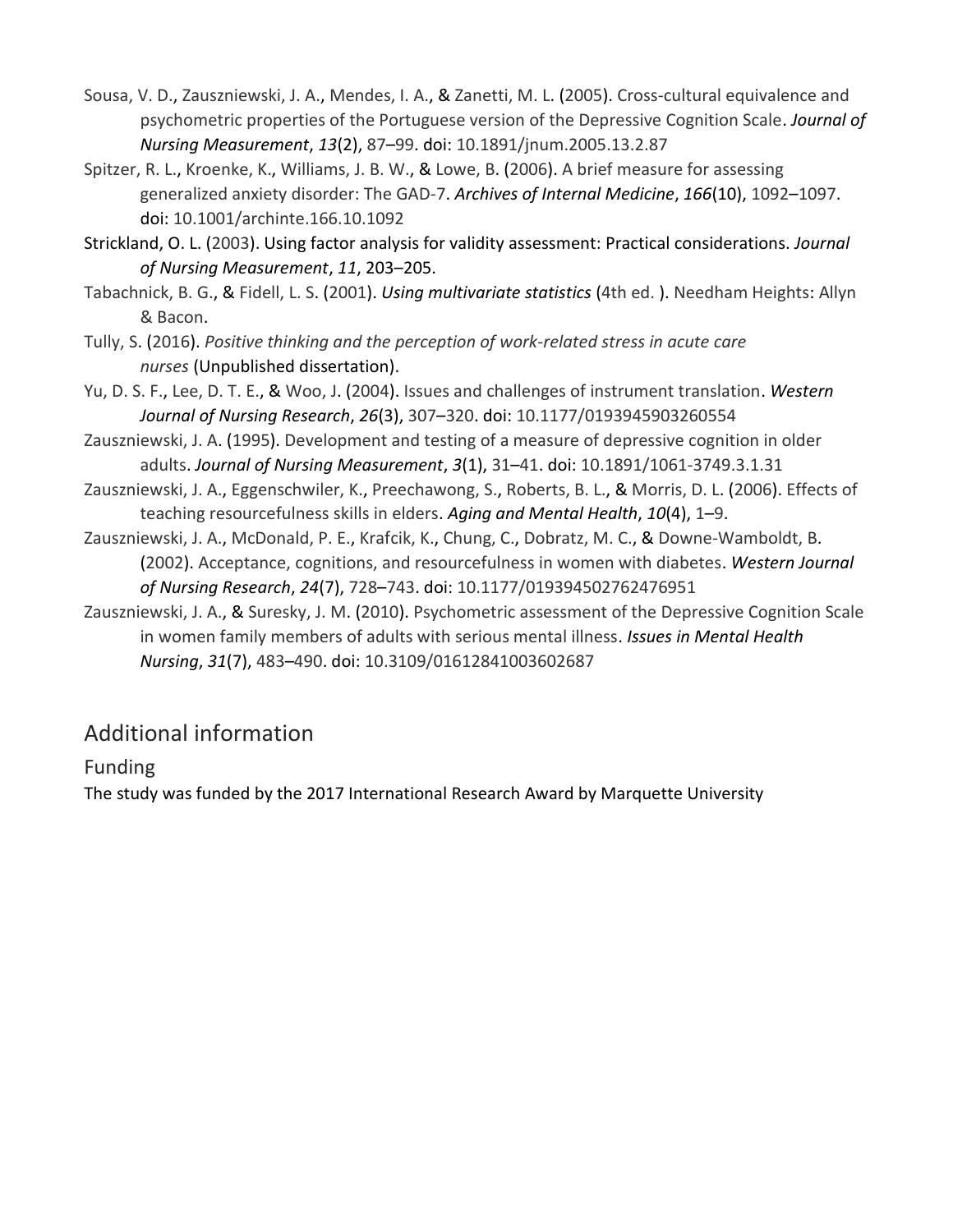Sousa, V. D., Zauszniewski, J. A., Mendes, I. A., & Zanetti, M. L. (2005). Cross-cultural equivalence and psychometric properties of the Portuguese version of the Depressive Cognition Scale. *Journal of Nursing Measurement*, *13*(2), 87–99. doi: 10.1891/jnum.2005.13.2.87

Spitzer, R. L., Kroenke, K., Williams, J. B. W., & Lowe, B. (2006). A brief measure for assessing generalized anxiety disorder: The GAD-7. *Archives of Internal Medicine*, *166*(10), 1092–1097. doi: 10.1001/archinte.166.10.1092

Strickland, O. L. (2003). Using factor analysis for validity assessment: Practical considerations. *Journal of Nursing Measurement*, *11*, 203–205.

Tabachnick, B. G., & Fidell, L. S. (2001). *Using multivariate statistics* (4th ed. ). Needham Heights: Allyn & Bacon.

Tully, S. (2016). *Positive thinking and the perception of work-related stress in acute care nurses* (Unpublished dissertation).

Yu, D. S. F., Lee, D. T. E., & Woo, J. (2004). Issues and challenges of instrument translation. *Western Journal of Nursing Research*, *26*(3), 307–320. doi: 10.1177/0193945903260554

Zauszniewski, J. A. (1995). Development and testing of a measure of depressive cognition in older adults. *Journal of Nursing Measurement*, *3*(1), 31–41. doi: 10.1891/1061-3749.3.1.31

Zauszniewski, J. A., Eggenschwiler, K., Preechawong, S., Roberts, B. L., & Morris, D. L. (2006). Effects of teaching resourcefulness skills in elders. *Aging and Mental Health*, *10*(4), 1–9.

Zauszniewski, J. A., McDonald, P. E., Krafcik, K., Chung, C., Dobratz, M. C., & Downe-Wamboldt, B. (2002). Acceptance, cognitions, and resourcefulness in women with diabetes. *Western Journal of Nursing Research*, *24*(7), 728–743. doi: 10.1177/019394502762476951

Zauszniewski, J. A., & Suresky, J. M. (2010). Psychometric assessment of the Depressive Cognition Scale in women family members of adults with serious mental illness. *Issues in Mental Health Nursing*, *31*(7), 483–490. doi: 10.3109/01612841003602687

## Additional information

### Funding

The study was funded by the 2017 International Research Award by Marquette University